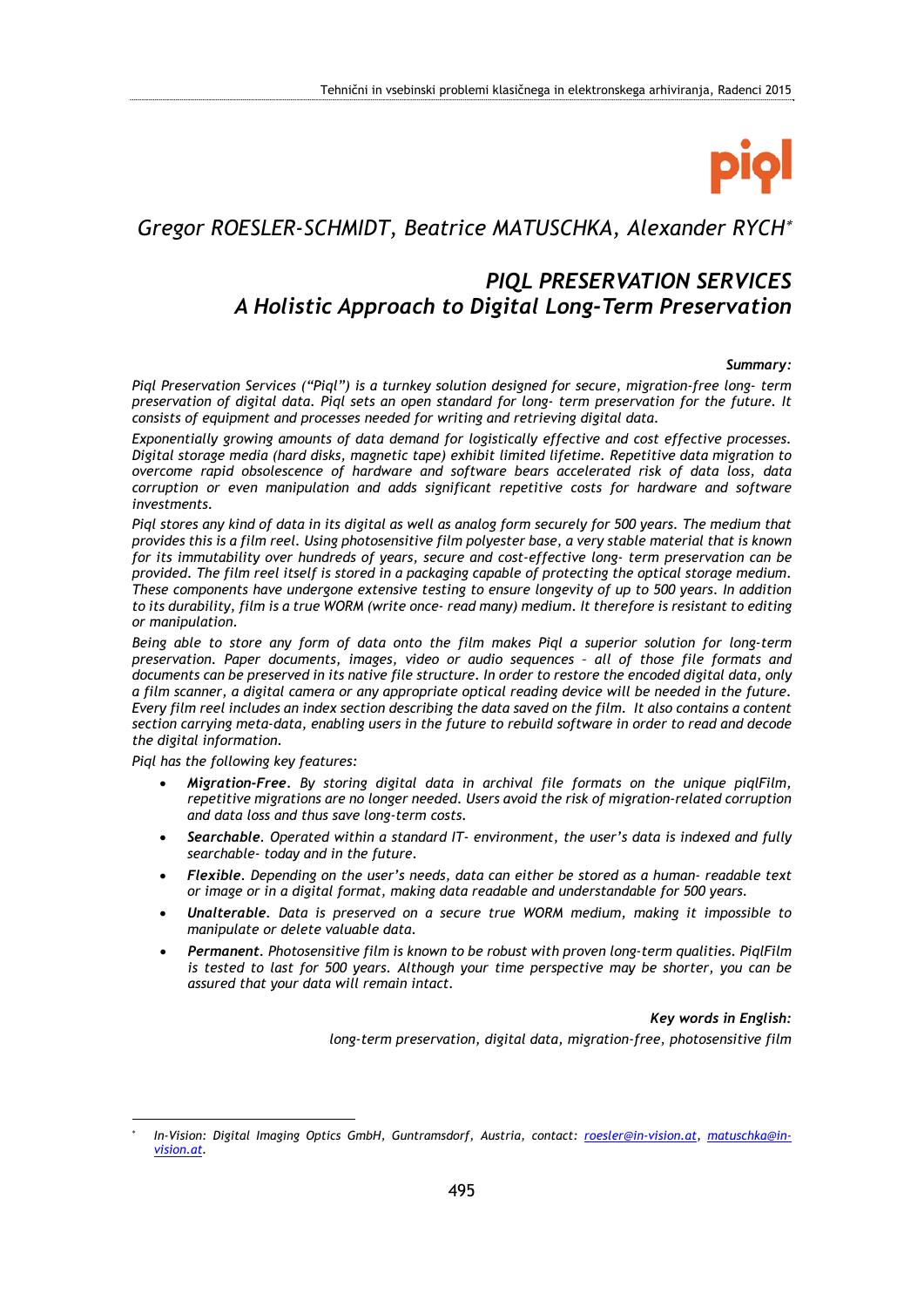Gregor ROESLER-SCHMIDT, Beatrice MATUSCHKA, Alexander RYCH[*]

# PIQL PRESERVATION SERVICES
## A Holistic Approach to Digital Long-Term Preservation

***Summary:***

*Piql Preservation Services ("Piql") is a turnkey solution designed for secure, migration-free long- term preservation of digital data. Piql sets an open standard for long- term preservation for the future. It consists of equipment and processes needed for writing and retrieving digital data.*

*Exponentially growing amounts of data demand for logistically effective and cost effective processes. Digital storage media (hard disks, magnetic tape) exhibit limited lifetime. Repetitive data migration to overcome rapid obsolescence of hardware and software bears accelerated risk of data loss, data corruption or even manipulation and adds significant repetitive costs for hardware and software investments.*

*Piql stores any kind of data in its digital as well as analog form securely for 500 years. The medium that provides this is a film reel. Using photosensitive film polyester base, a very stable material that is known for its immutability over hundreds of years, secure and cost-effective long- term preservation can be provided. The film reel itself is stored in a packaging capable of protecting the optical storage medium. These components have undergone extensive testing to ensure longevity of up to 500 years. In addition to its durability, film is a true WORM (write once- read many) medium. It therefore is resistant to editing or manipulation.*

*Being able to store any form of data onto the film makes Piql a superior solution for long-term preservation. Paper documents, images, video or audio sequences – all of those file formats and documents can be preserved in its native file structure. In order to restore the encoded digital data, only a film scanner, a digital camera or any appropriate optical reading device will be needed in the future. Every film reel includes an index section describing the data saved on the film. It also contains a content section carrying meta-data, enabling users in the future to rebuild software in order to read and decode the digital information.*

*Piql has the following key features:*

- ***Migration-Free**. By storing digital data in archival file formats on the unique piqlFilm, repetitive migrations are no longer needed. Users avoid the risk of migration-related corruption and data loss and thus save long-term costs.*
- ***Searchable**. Operated within a standard IT- environment, the user's data is indexed and fully searchable- today and in the future.*
- ***Flexible**. Depending on the user's needs, data can either be stored as a human- readable text or image or in a digital format, making data readable and understandable for 500 years.*
- ***Unalterable**. Data is preserved on a secure true WORM medium, making it impossible to manipulate or delete valuable data.*
- ***Permanent**. Photosensitive film is known to be robust with proven long-term qualities. PiqlFilm is tested to last for 500 years. Although your time perspective may be shorter, you can be assured that your data will remain intact.*

***Key words in English:***

*long-term preservation, digital data, migration-free, photosensitive film*

---

[*] *In-Vision: Digital Imaging Optics GmbH, Guntramsdorf, Austria, contact: roesler@in-vision.at, matuschka@in-vision.at.*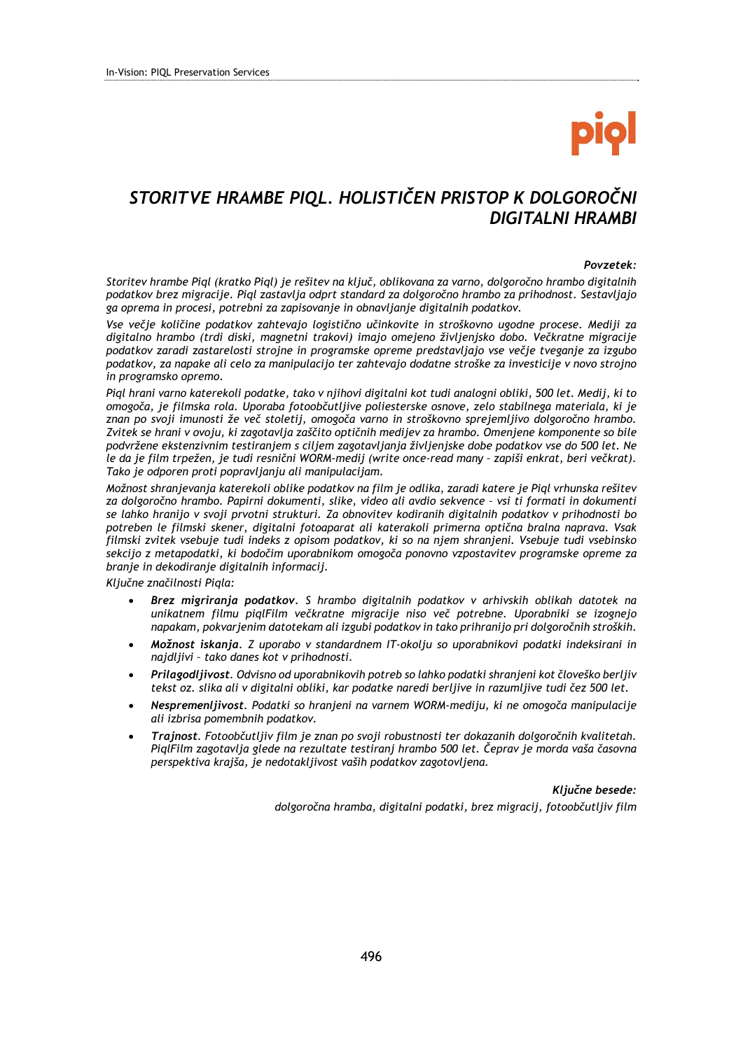# *STORITVE HRAMBE PIQL. HOLISTIČEN PRISTOP K DOLGOROČNI DIGITALNI HRAMBI*

***Povzetek:***

*Storitev hrambe Piql (kratko Piql) je rešitev na ključ, oblikovana za varno, dolgoročno hrambo digitalnih podatkov brez migracije. Piql zastavlja odprt standard za dolgoročno hrambo za prihodnost. Sestavljajo ga oprema in procesi, potrebni za zapisovanje in obnavljanje digitalnih podatkov.*

*Vse večje količine podatkov zahtevajo logistično učinkovite in stroškovno ugodne procese. Mediji za digitalno hrambo (trdi diski, magnetni trakovi) imajo omejeno življenjsko dobo. Večkratne migracije podatkov zaradi zastarelosti strojne in programske opreme predstavljajo vse večje tveganje za izgubo podatkov, za napake ali celo za manipulacijo ter zahtevajo dodatne stroške za investicije v novo strojno in programsko opremo.*

*Piql hrani varno katerekoli podatke, tako v njihovi digitalni kot tudi analogni obliki, 500 let. Medij, ki to omogoča, je filmska rola. Uporaba fotoobčutljive poliesterske osnove, zelo stabilnega materiala, ki je znan po svoji imunosti že več stoletij, omogoča varno in stroškovno sprejemljivo dolgoročno hrambo. Zvitek se hrani v ovoju, ki zagotavlja zaščito optičnih medijev za hrambo. Omenjene komponente so bile podvržene ekstenzivnim testiranjem s ciljem zagotavljanja življenjske dobe podatkov vse do 500 let. Ne le da je film trpežen, je tudi resnični WORM-medij (write once-read many – zapiši enkrat, beri večkrat). Tako je odporen proti popravljanju ali manipulacijam.*

*Možnost shranjevanja katerekoli oblike podatkov na film je odlika, zaradi katere je Piql vrhunska rešitev za dolgoročno hrambo. Papirni dokumenti, slike, video ali avdio sekvence – vsi ti formati in dokumenti se lahko hranijo v svoji prvotni strukturi. Za obnovitev kodiranih digitalnih podatkov v prihodnosti bo potreben le filmski skener, digitalni fotoaparat ali katerakoli primerna optična bralna naprava. Vsak filmski zvitek vsebuje tudi indeks z opisom podatkov, ki so na njem shranjeni. Vsebuje tudi vsebinsko sekcijo z metapodatki, ki bodočim uporabnikom omogoča ponovno vzpostavitev programske opreme za branje in dekodiranje digitalnih informacij.*

*Ključne značilnosti Piqla:*

- ***Brez migriranja podatkov**. S hrambo digitalnih podatkov v arhivskih oblikah datotek na unikatnem filmu piqlFilm večkratne migracije niso več potrebne. Uporabniki se izognejo napakam, pokvarjenim datotekam ali izgubi podatkov in tako prihranijo pri dolgoročnih stroških.*
- ***Možnost iskanja**. Z uporabo v standardnem IT-okolju so uporabnikovi podatki indeksirani in najdljivi – tako danes kot v prihodnosti.*
- ***Prilagodljivost**. Odvisno od uporabnikovih potreb so lahko podatki shranjeni kot človeško berljiv tekst oz. slika ali v digitalni obliki, kar podatke naredi berljive in razumljive tudi čez 500 let.*
- ***Nespremenljivost**. Podatki so hranjeni na varnem WORM-mediju, ki ne omogoča manipulacije ali izbrisa pomembnih podatkov.*
- ***Trajnost**. Fotoobčutljiv film je znan po svoji robustnosti ter dokazanih dolgoročnih kvalitetah. PiqlFilm zagotavlja glede na rezultate testiranj hrambo 500 let. Čeprav je morda vaša časovna perspektiva krajša, je nedotakljivost vaših podatkov zagotovljena.*

***Ključne besede:***

*dolgoročna hramba, digitalni podatki, brez migracij, fotoobčutljiv film*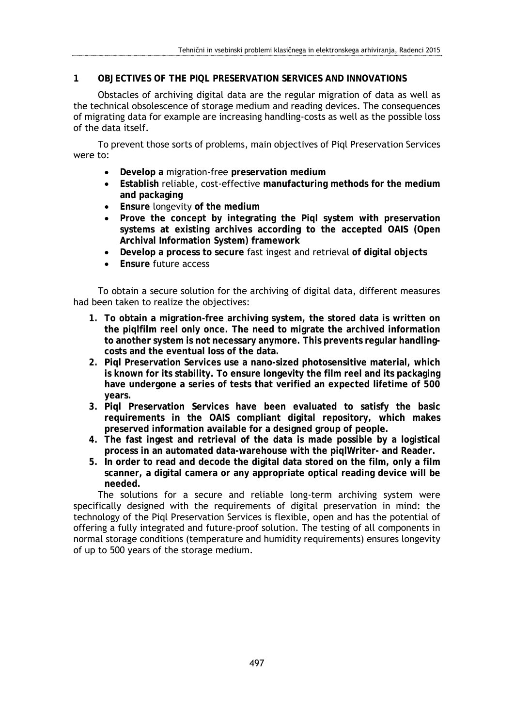# 1 OBJECTIVES OF THE PIQL PRESERVATION SERVICES AND INNOVATIONS

Obstacles of archiving digital data are the regular migration of data as well as the technical obsolescence of storage medium and reading devices. The consequences of migrating data for example are increasing handling-costs as well as the possible loss of the data itself.

To prevent those sorts of problems, main objectives of Piql Preservation Services were to:

- **Develop a** migration-free **preservation medium**
- **Establish** reliable, cost-effective **manufacturing methods for the medium and packaging**
- **Ensure** longevity **of the medium**
- **Prove the concept by integrating the Piql system with preservation systems at existing archives according to the accepted OAIS (Open Archival Information System) framework**
- **Develop a process to secure** fast ingest and retrieval **of digital objects**
- **Ensure** future access

To obtain a secure solution for the archiving of digital data, different measures had been taken to realize the objectives:

1. **To obtain a migration-free archiving system, the stored data is written on the piqlfilm reel only once. The need to migrate the archived information to another system is not necessary anymore. This prevents regular handling-costs and the eventual loss of the data.**
2. **Piql Preservation Services use a nano-sized photosensitive material, which is known for its stability. To ensure longevity the film reel and its packaging have undergone a series of tests that verified an expected lifetime of 500 years.**
3. **Piql Preservation Services have been evaluated to satisfy the basic requirements in the OAIS compliant digital repository, which makes preserved information available for a designed group of people.**
4. **The fast ingest and retrieval of the data is made possible by a logistical process in an automated data-warehouse with the piqlWriter- and Reader.**
5. **In order to read and decode the digital data stored on the film, only a film scanner, a digital camera or any appropriate optical reading device will be needed.**

The solutions for a secure and reliable long-term archiving system were specifically designed with the requirements of digital preservation in mind: the technology of the Piql Preservation Services is flexible, open and has the potential of offering a fully integrated and future-proof solution. The testing of all components in normal storage conditions (temperature and humidity requirements) ensures longevity of up to 500 years of the storage medium.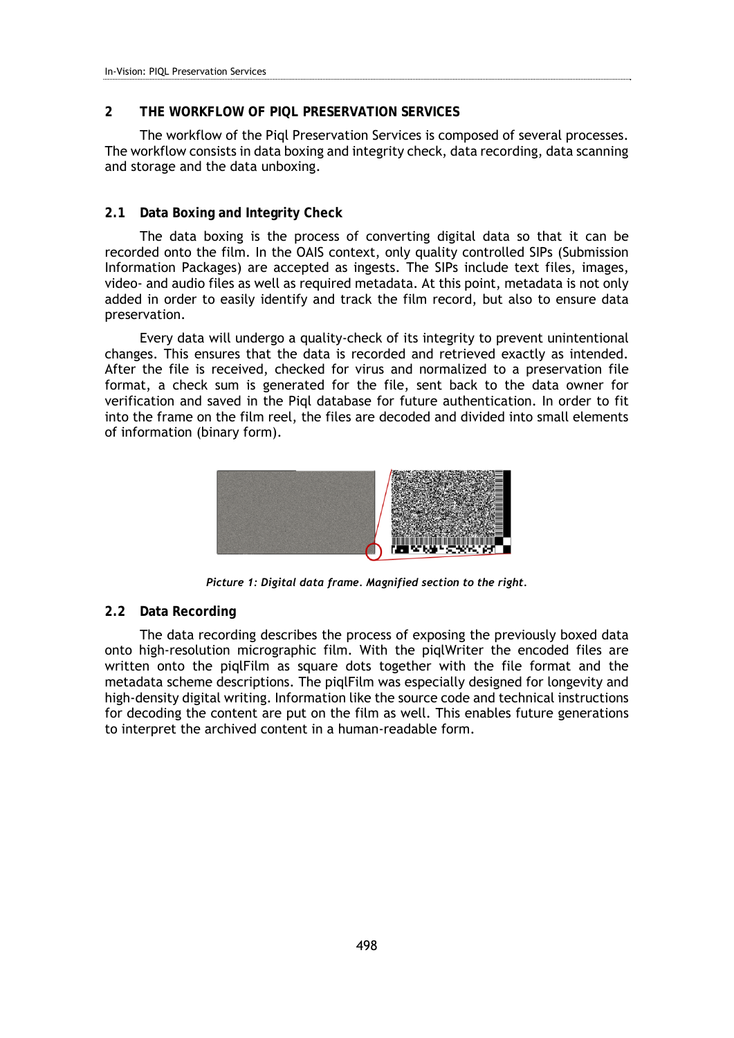## 2 THE WORKFLOW OF PIQL PRESERVATION SERVICES

The workflow of the Piql Preservation Services is composed of several processes. The workflow consists in data boxing and integrity check, data recording, data scanning and storage and the data unboxing.

### 2.1 Data Boxing and Integrity Check

The data boxing is the process of converting digital data so that it can be recorded onto the film. In the OAIS context, only quality controlled SIPs (Submission Information Packages) are accepted as ingests. The SIPs include text files, images, video- and audio files as well as required metadata. At this point, metadata is not only added in order to easily identify and track the film record, but also to ensure data preservation.

Every data will undergo a quality-check of its integrity to prevent unintentional changes. This ensures that the data is recorded and retrieved exactly as intended. After the file is received, checked for virus and normalized to a preservation file format, a check sum is generated for the file, sent back to the data owner for verification and saved in the Piql database for future authentication. In order to fit into the frame on the film reel, the files are decoded and divided into small elements of information (binary form).

*Picture 1: Digital data frame. Magnified section to the right.*

### 2.2 Data Recording

The data recording describes the process of exposing the previously boxed data onto high-resolution micrographic film. With the piqlWriter the encoded files are written onto the piqlFilm as square dots together with the file format and the metadata scheme descriptions. The piqlFilm was especially designed for longevity and high-density digital writing. Information like the source code and technical instructions for decoding the content are put on the film as well. This enables future generations to interpret the archived content in a human-readable form.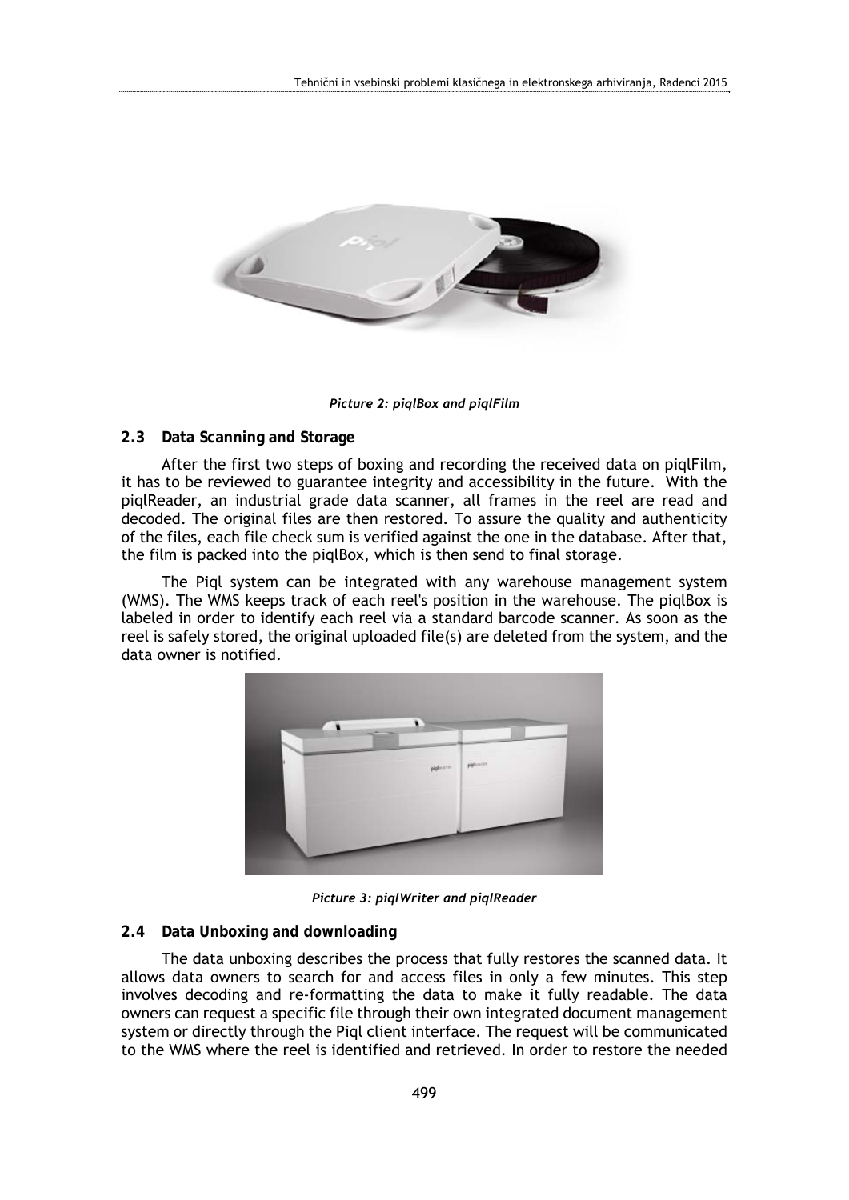*Picture 2: piqlBox and piqlFilm*

### 2.3 Data Scanning and Storage

After the first two steps of boxing and recording the received data on piqlFilm, it has to be reviewed to guarantee integrity and accessibility in the future. With the piqlReader, an industrial grade data scanner, all frames in the reel are read and decoded. The original files are then restored. To assure the quality and authenticity of the files, each file check sum is verified against the one in the database. After that, the film is packed into the piqlBox, which is then send to final storage.

The Piql system can be integrated with any warehouse management system (WMS). The WMS keeps track of each reel's position in the warehouse. The piqlBox is labeled in order to identify each reel via a standard barcode scanner. As soon as the reel is safely stored, the original uploaded file(s) are deleted from the system, and the data owner is notified.

*Picture 3: piqlWriter and piqlReader*

### 2.4 Data Unboxing and downloading

The data unboxing describes the process that fully restores the scanned data. It allows data owners to search for and access files in only a few minutes. This step involves decoding and re-formatting the data to make it fully readable. The data owners can request a specific file through their own integrated document management system or directly through the Piql client interface. The request will be communicated to the WMS where the reel is identified and retrieved. In order to restore the needed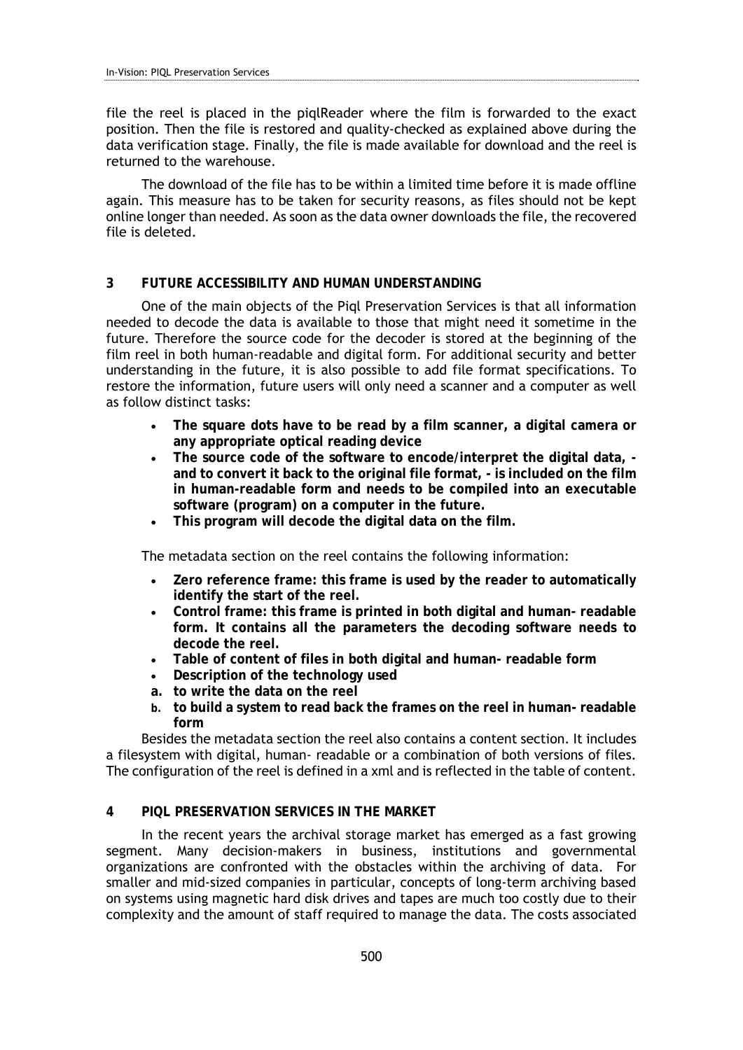file the reel is placed in the piqlReader where the film is forwarded to the exact position. Then the file is restored and quality-checked as explained above during the data verification stage. Finally, the file is made available for download and the reel is returned to the warehouse.

The download of the file has to be within a limited time before it is made offline again. This measure has to be taken for security reasons, as files should not be kept online longer than needed. As soon as the data owner downloads the file, the recovered file is deleted.

## 3 FUTURE ACCESSIBILITY AND HUMAN UNDERSTANDING

One of the main objects of the Piql Preservation Services is that all information needed to decode the data is available to those that might need it sometime in the future. Therefore the source code for the decoder is stored at the beginning of the film reel in both human-readable and digital form. For additional security and better understanding in the future, it is also possible to add file format specifications. To restore the information, future users will only need a scanner and a computer as well as follow distinct tasks:

- **The square dots have to be read by a film scanner, a digital camera or any appropriate optical reading device**
- **The source code of the software to encode/interpret the digital data, - and to convert it back to the original file format, - is included on the film in human-readable form and needs to be compiled into an executable software (program) on a computer in the future.**
- **This program will decode the digital data on the film.**

The metadata section on the reel contains the following information:

- **Zero reference frame: this frame is used by the reader to automatically identify the start of the reel.**
- **Control frame: this frame is printed in both digital and human- readable form. It contains all the parameters the decoding software needs to decode the reel.**
- **Table of content of files in both digital and human- readable form**
- **Description of the technology used**
  a. **to write the data on the reel**
  b. **to build a system to read back the frames on the reel in human- readable form**

Besides the metadata section the reel also contains a content section. It includes a filesystem with digital, human- readable or a combination of both versions of files. The configuration of the reel is defined in a xml and is reflected in the table of content.

## 4 PIQL PRESERVATION SERVICES IN THE MARKET

In the recent years the archival storage market has emerged as a fast growing segment. Many decision-makers in business, institutions and governmental organizations are confronted with the obstacles within the archiving of data. For smaller and mid-sized companies in particular, concepts of long-term archiving based on systems using magnetic hard disk drives and tapes are much too costly due to their complexity and the amount of staff required to manage the data. The costs associated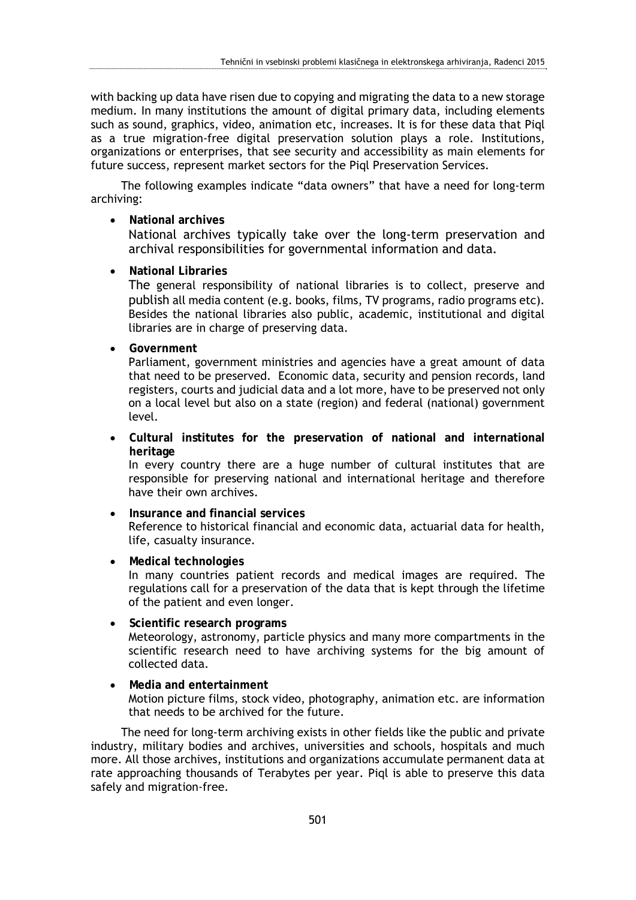with backing up data have risen due to copying and migrating the data to a new storage medium. In many institutions the amount of digital primary data, including elements such as sound, graphics, video, animation etc, increases. It is for these data that Piql as a true migration-free digital preservation solution plays a role. Institutions, organizations or enterprises, that see security and accessibility as main elements for future success, represent market sectors for the Piql Preservation Services.

The following examples indicate "data owners" that have a need for long-term archiving:

- **National archives**
  National archives typically take over the long-term preservation and archival responsibilities for governmental information and data.
- **National Libraries**
  The general responsibility of national libraries is to collect, preserve and publish all media content (e.g. books, films, TV programs, radio programs etc). Besides the national libraries also public, academic, institutional and digital libraries are in charge of preserving data.
- **Government**
  Parliament, government ministries and agencies have a great amount of data that need to be preserved. Economic data, security and pension records, land registers, courts and judicial data and a lot more, have to be preserved not only on a local level but also on a state (region) and federal (national) government level.
- **Cultural institutes for the preservation of national and international heritage**
  In every country there are a huge number of cultural institutes that are responsible for preserving national and international heritage and therefore have their own archives.
- **Insurance and financial services**
  Reference to historical financial and economic data, actuarial data for health, life, casualty insurance.
- **Medical technologies**
  In many countries patient records and medical images are required. The regulations call for a preservation of the data that is kept through the lifetime of the patient and even longer.
- **Scientific research programs**
  Meteorology, astronomy, particle physics and many more compartments in the scientific research need to have archiving systems for the big amount of collected data.
- **Media and entertainment**
  Motion picture films, stock video, photography, animation etc. are information that needs to be archived for the future.

The need for long-term archiving exists in other fields like the public and private industry, military bodies and archives, universities and schools, hospitals and much more. All those archives, institutions and organizations accumulate permanent data at rate approaching thousands of Terabytes per year. Piql is able to preserve this data safely and migration-free.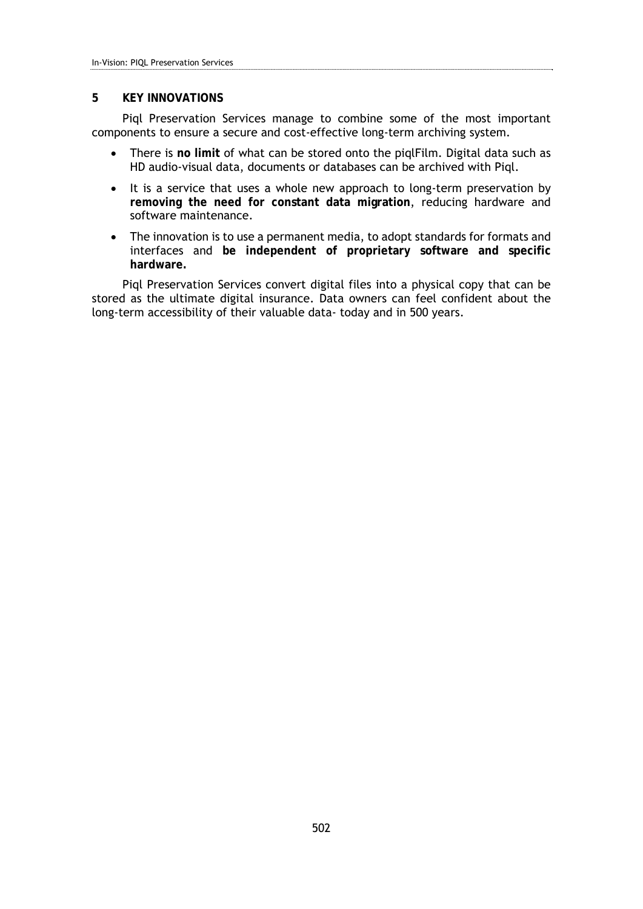## 5 KEY INNOVATIONS

Piql Preservation Services manage to combine some of the most important components to ensure a secure and cost-effective long-term archiving system.

- There is **no limit** of what can be stored onto the piqlFilm. Digital data such as HD audio-visual data, documents or databases can be archived with Piql.
- It is a service that uses a whole new approach to long-term preservation by **removing the need for constant data migration**, reducing hardware and software maintenance.
- The innovation is to use a permanent media, to adopt standards for formats and interfaces and **be independent of proprietary software and specific hardware.**

Piql Preservation Services convert digital files into a physical copy that can be stored as the ultimate digital insurance. Data owners can feel confident about the long-term accessibility of their valuable data- today and in 500 years.